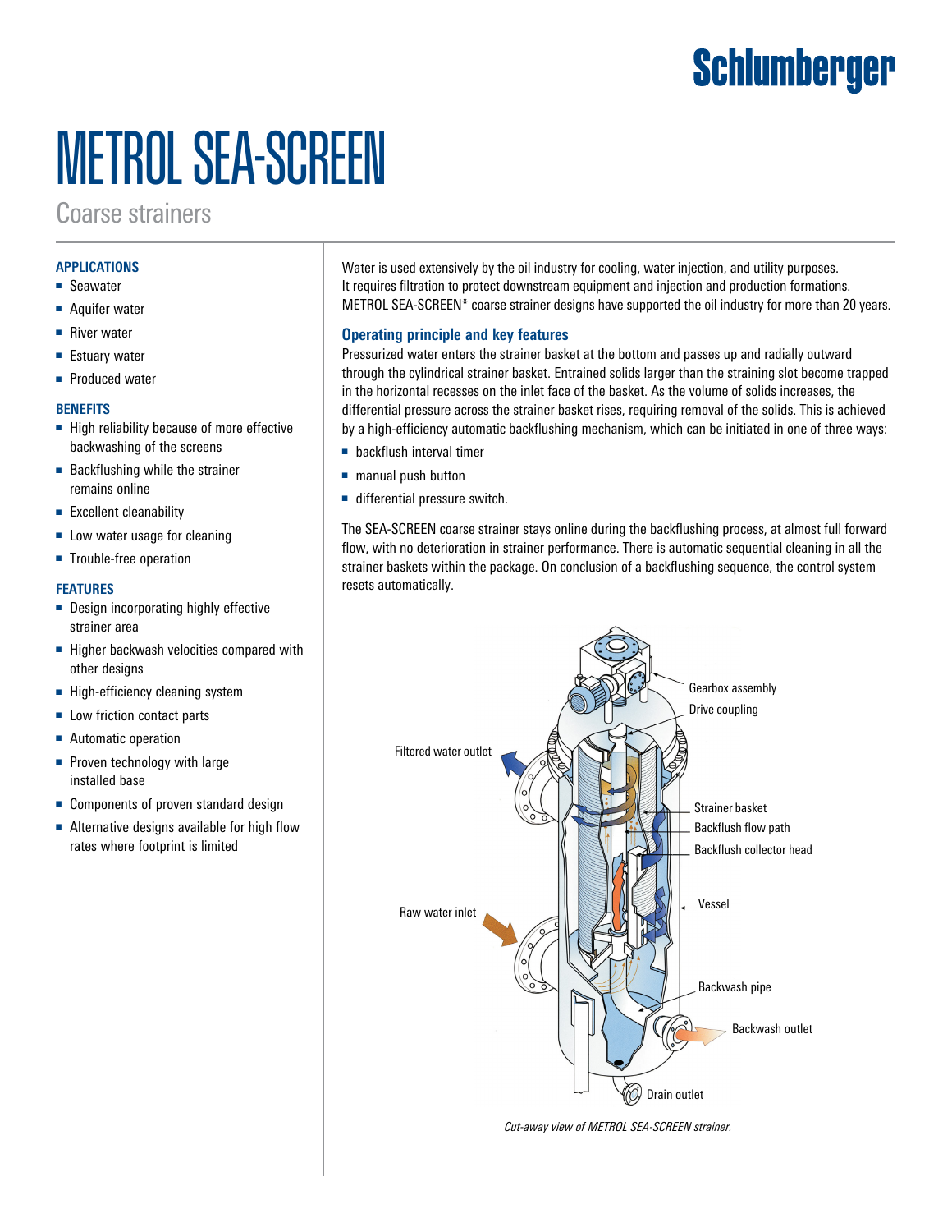Schlumberger

# METROL SEA-SCREEN

## Coarse strainers

### APPLICATIONS

- Seawater
- Aquifer water
- River water
- Estuary water
- Produced water

### BENEFITS

- High reliability because of more effective backwashing of the screens
- Backflushing while the strainer remains online
- Excellent cleanability
- Low water usage for cleaning
- Trouble-free operation

### FEATURES

- Design incorporating highly effective strainer area
- Higher backwash velocities compared with other designs
- High-efficiency cleaning system
- Low friction contact parts
- Automatic operation
- Proven technology with large installed base
- Components of proven standard design
- Alternative designs available for high flow rates where footprint is limited

Water is used extensively by the oil industry for cooling, water injection, and utility purposes. It requires filtration to protect downstream equipment and injection and production formations. METROL SEA-SCREEN* coarse strainer designs have supported the oil industry for more than 20 years.

### Operating principle and key features

Pressurized water enters the strainer basket at the bottom and passes up and radially outward through the cylindrical strainer basket. Entrained solids larger than the straining slot become trapped in the horizontal recesses on the inlet face of the basket. As the volume of solids increases, the differential pressure across the strainer basket rises, requiring removal of the solids. This is achieved by a high-efficiency automatic backflushing mechanism, which can be initiated in one of three ways:

- backflush interval timer
- manual push button
- differential pressure switch.

The SEA-SCREEN coarse strainer stays online during the backflushing process, at almost full forward flow, with no deterioration in strainer performance. There is automatic sequential cleaning in all the strainer baskets within the package. On conclusion of a backflushing sequence, the control system resets automatically.

Gearbox assembly
Drive coupling
Filtered water outlet
Strainer basket
Backflush flow path
Backflush collector head
Vessel
Raw water inlet
Backwash pipe
Backwash outlet
Drain outlet

*Cut-away view of METROL SEA-SCREEN strainer.*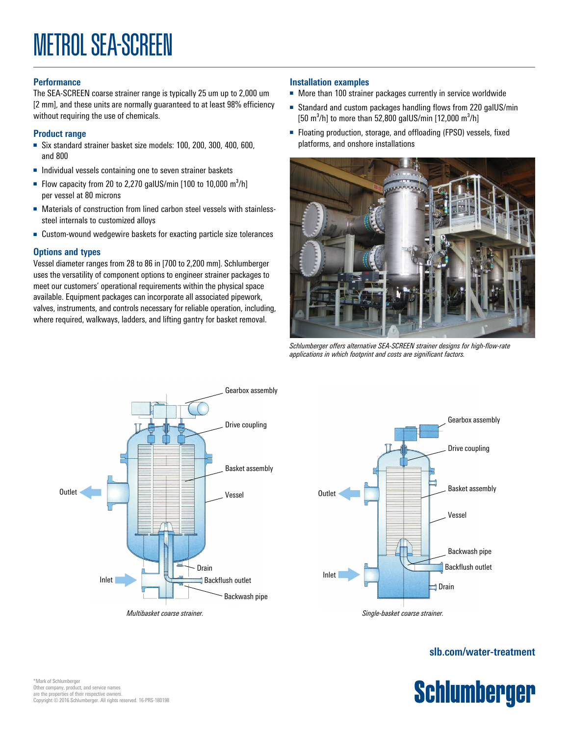# METROL SEA-SCREEN

### Performance

The SEA-SCREEN coarse strainer range is typically 25 um up to 2,000 um [2 mm], and these units are normally guaranteed to at least 98% efficiency without requiring the use of chemicals.

### Product range

- Six standard strainer basket size models: 100, 200, 300, 400, 600, and 800
- Individual vessels containing one to seven strainer baskets
- Flow capacity from 20 to 2,270 galUS/min [100 to 10,000 $m^3$/h] per vessel at 80 microns
- Materials of construction from lined carbon steel vessels with stainless-steel internals to customized alloys
- Custom-wound wedgewire baskets for exacting particle size tolerances

### Options and types

Vessel diameter ranges from 28 to 86 in [700 to 2,200 mm]. Schlumberger uses the versatility of component options to engineer strainer packages to meet our customers' operational requirements within the physical space available. Equipment packages can incorporate all associated pipework, valves, instruments, and controls necessary for reliable operation, including, where required, walkways, ladders, and lifting gantry for basket removal.

### Installation examples

- More than 100 strainer packages currently in service worldwide
- Standard and custom packages handling flows from 220 galUS/min [50 $m^3$/h] to more than 52,800 galUS/min [12,000 $m^3$/h]
- Floating production, storage, and offloading (FPSO) vessels, fixed platforms, and onshore installations

*Schlumberger offers alternative SEA-SCREEN strainer designs for high-flow-rate applications in which footprint and costs are significant factors.*

Gearbox assembly
Drive coupling
Basket assembly
Outlet
Vessel
Drain
Inlet
Backflush outlet
Backwash pipe

*Multibasket coarse strainer.*

Gearbox assembly
Drive coupling
Basket assembly
Outlet
Vessel
Backwash pipe
Backflush outlet
Inlet
Drain

*Single-basket coarse strainer.*

**slb.com/water-treatment**

*Mark of Schlumberger
Other company, product, and service names are the properties of their respective owners.
Copyright © 2016 Schlumberger. All rights reserved. 16-PRS-180198

Schlumberger